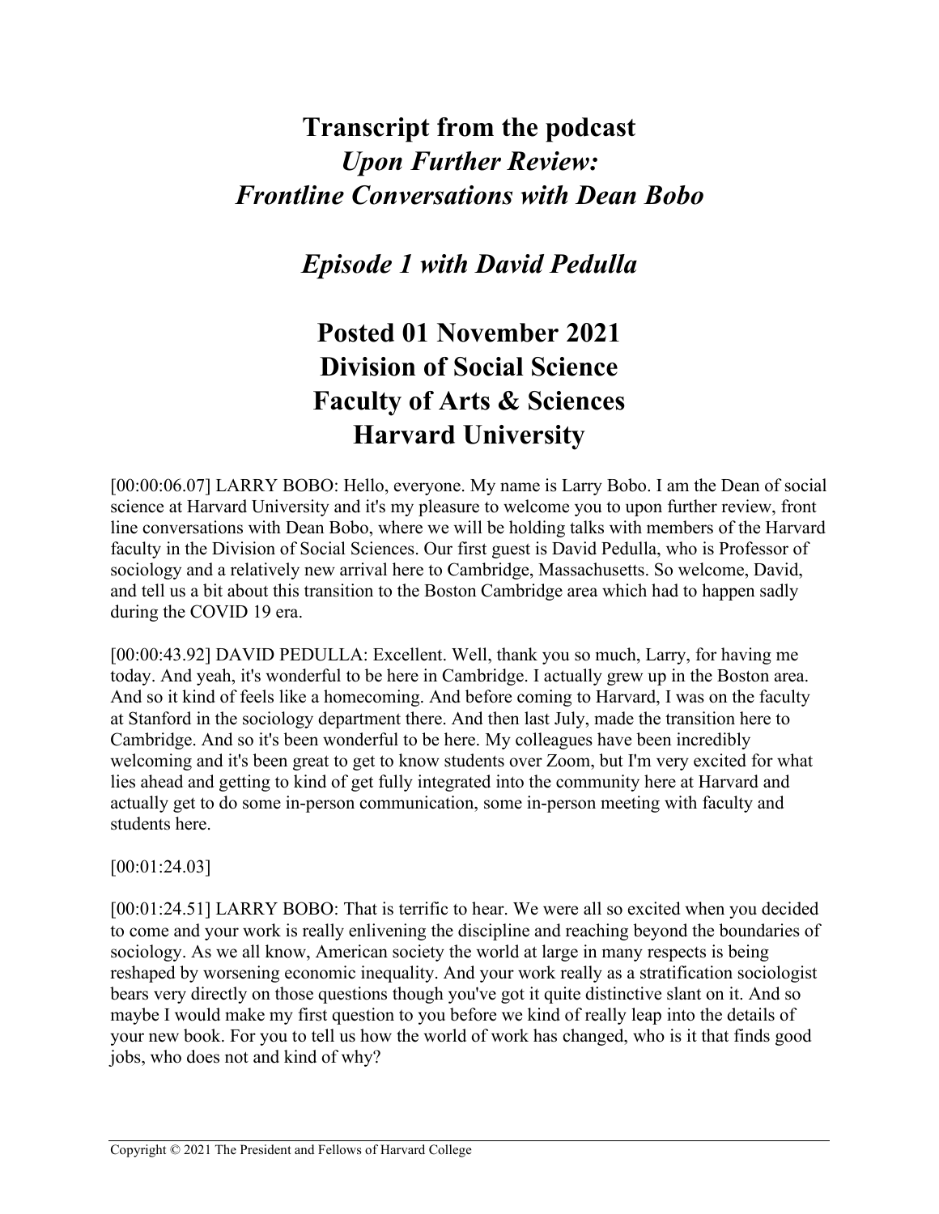# Transcript from the podcast
## *Upon Further Review: Frontline Conversations with Dean Bobo*

## *Episode 1 with David Pedulla*

## Posted 01 November 2021
## Division of Social Science
## Faculty of Arts & Sciences
## Harvard University

[00:00:06.07] LARRY BOBO: Hello, everyone. My name is Larry Bobo. I am the Dean of social science at Harvard University and it's my pleasure to welcome you to upon further review, front line conversations with Dean Bobo, where we will be holding talks with members of the Harvard faculty in the Division of Social Sciences. Our first guest is David Pedulla, who is Professor of sociology and a relatively new arrival here to Cambridge, Massachusetts. So welcome, David, and tell us a bit about this transition to the Boston Cambridge area which had to happen sadly during the COVID 19 era.

[00:00:43.92] DAVID PEDULLA: Excellent. Well, thank you so much, Larry, for having me today. And yeah, it's wonderful to be here in Cambridge. I actually grew up in the Boston area. And so it kind of feels like a homecoming. And before coming to Harvard, I was on the faculty at Stanford in the sociology department there. And then last July, made the transition here to Cambridge. And so it's been wonderful to be here. My colleagues have been incredibly welcoming and it's been great to get to know students over Zoom, but I'm very excited for what lies ahead and getting to kind of get fully integrated into the community here at Harvard and actually get to do some in-person communication, some in-person meeting with faculty and students here.

[00:01:24.03]

[00:01:24.51] LARRY BOBO: That is terrific to hear. We were all so excited when you decided to come and your work is really enlivening the discipline and reaching beyond the boundaries of sociology. As we all know, American society the world at large in many respects is being reshaped by worsening economic inequality. And your work really as a stratification sociologist bears very directly on those questions though you've got it quite distinctive slant on it. And so maybe I would make my first question to you before we kind of really leap into the details of your new book. For you to tell us how the world of work has changed, who is it that finds good jobs, who does not and kind of why?

Copyright © 2021 The President and Fellows of Harvard College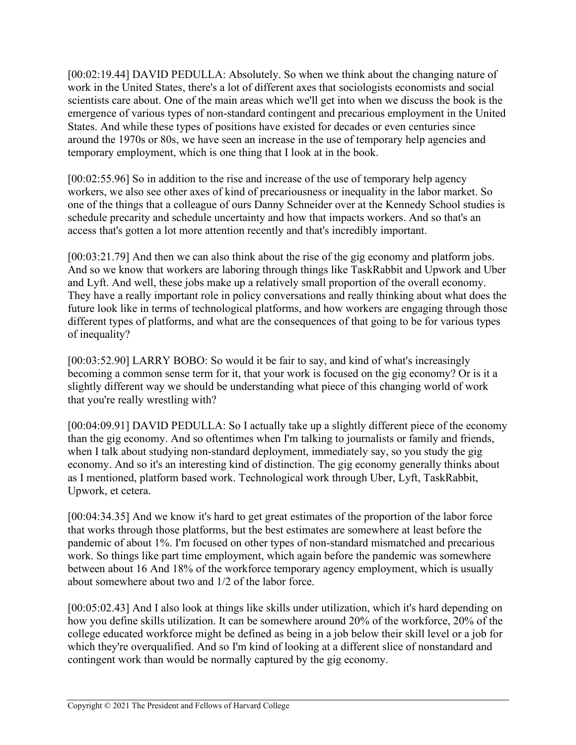[00:02:19.44] DAVID PEDULLA: Absolutely. So when we think about the changing nature of work in the United States, there's a lot of different axes that sociologists economists and social scientists care about. One of the main areas which we'll get into when we discuss the book is the emergence of various types of non-standard contingent and precarious employment in the United States. And while these types of positions have existed for decades or even centuries since around the 1970s or 80s, we have seen an increase in the use of temporary help agencies and temporary employment, which is one thing that I look at in the book.

[00:02:55.96] So in addition to the rise and increase of the use of temporary help agency workers, we also see other axes of kind of precariousness or inequality in the labor market. So one of the things that a colleague of ours Danny Schneider over at the Kennedy School studies is schedule precarity and schedule uncertainty and how that impacts workers. And so that's an access that's gotten a lot more attention recently and that's incredibly important.

[00:03:21.79] And then we can also think about the rise of the gig economy and platform jobs. And so we know that workers are laboring through things like TaskRabbit and Upwork and Uber and Lyft. And well, these jobs make up a relatively small proportion of the overall economy. They have a really important role in policy conversations and really thinking about what does the future look like in terms of technological platforms, and how workers are engaging through those different types of platforms, and what are the consequences of that going to be for various types of inequality?

[00:03:52.90] LARRY BOBO: So would it be fair to say, and kind of what's increasingly becoming a common sense term for it, that your work is focused on the gig economy? Or is it a slightly different way we should be understanding what piece of this changing world of work that you're really wrestling with?

[00:04:09.91] DAVID PEDULLA: So I actually take up a slightly different piece of the economy than the gig economy. And so oftentimes when I'm talking to journalists or family and friends, when I talk about studying non-standard deployment, immediately say, so you study the gig economy. And so it's an interesting kind of distinction. The gig economy generally thinks about as I mentioned, platform based work. Technological work through Uber, Lyft, TaskRabbit, Upwork, et cetera.

[00:04:34.35] And we know it's hard to get great estimates of the proportion of the labor force that works through those platforms, but the best estimates are somewhere at least before the pandemic of about 1%. I'm focused on other types of non-standard mismatched and precarious work. So things like part time employment, which again before the pandemic was somewhere between about 16 And 18% of the workforce temporary agency employment, which is usually about somewhere about two and 1/2 of the labor force.

[00:05:02.43] And I also look at things like skills under utilization, which it's hard depending on how you define skills utilization. It can be somewhere around 20% of the workforce, 20% of the college educated workforce might be defined as being in a job below their skill level or a job for which they're overqualified. And so I'm kind of looking at a different slice of nonstandard and contingent work than would be normally captured by the gig economy.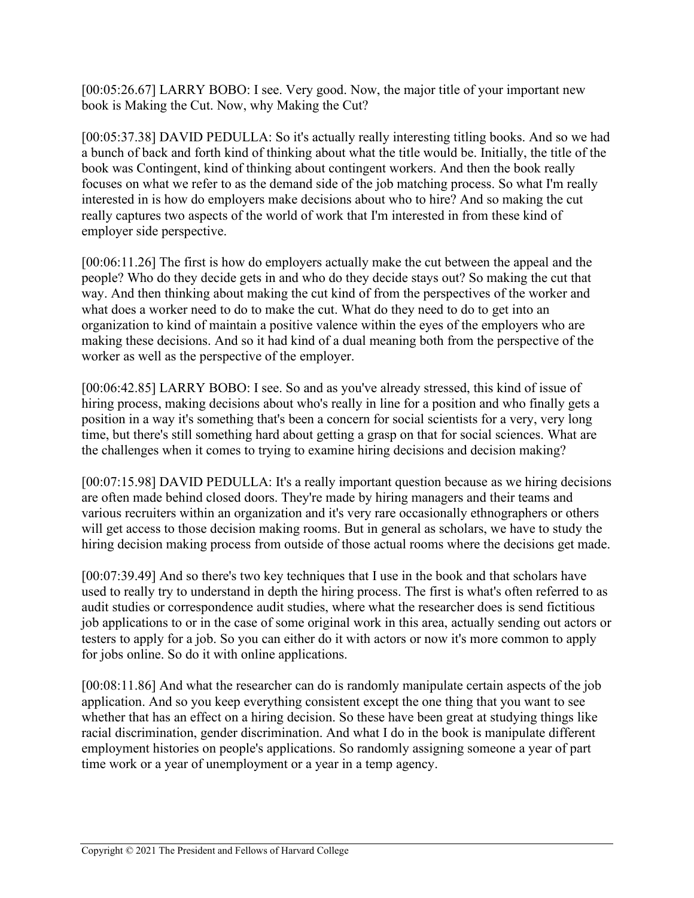[00:05:26.67] LARRY BOBO: I see. Very good. Now, the major title of your important new book is Making the Cut. Now, why Making the Cut?

[00:05:37.38] DAVID PEDULLA: So it's actually really interesting titling books. And so we had a bunch of back and forth kind of thinking about what the title would be. Initially, the title of the book was Contingent, kind of thinking about contingent workers. And then the book really focuses on what we refer to as the demand side of the job matching process. So what I'm really interested in is how do employers make decisions about who to hire? And so making the cut really captures two aspects of the world of work that I'm interested in from these kind of employer side perspective.

[00:06:11.26] The first is how do employers actually make the cut between the appeal and the people? Who do they decide gets in and who do they decide stays out? So making the cut that way. And then thinking about making the cut kind of from the perspectives of the worker and what does a worker need to do to make the cut. What do they need to do to get into an organization to kind of maintain a positive valence within the eyes of the employers who are making these decisions. And so it had kind of a dual meaning both from the perspective of the worker as well as the perspective of the employer.

[00:06:42.85] LARRY BOBO: I see. So and as you've already stressed, this kind of issue of hiring process, making decisions about who's really in line for a position and who finally gets a position in a way it's something that's been a concern for social scientists for a very, very long time, but there's still something hard about getting a grasp on that for social sciences. What are the challenges when it comes to trying to examine hiring decisions and decision making?

[00:07:15.98] DAVID PEDULLA: It's a really important question because as we hiring decisions are often made behind closed doors. They're made by hiring managers and their teams and various recruiters within an organization and it's very rare occasionally ethnographers or others will get access to those decision making rooms. But in general as scholars, we have to study the hiring decision making process from outside of those actual rooms where the decisions get made.

[00:07:39.49] And so there's two key techniques that I use in the book and that scholars have used to really try to understand in depth the hiring process. The first is what's often referred to as audit studies or correspondence audit studies, where what the researcher does is send fictitious job applications to or in the case of some original work in this area, actually sending out actors or testers to apply for a job. So you can either do it with actors or now it's more common to apply for jobs online. So do it with online applications.

[00:08:11.86] And what the researcher can do is randomly manipulate certain aspects of the job application. And so you keep everything consistent except the one thing that you want to see whether that has an effect on a hiring decision. So these have been great at studying things like racial discrimination, gender discrimination. And what I do in the book is manipulate different employment histories on people's applications. So randomly assigning someone a year of part time work or a year of unemployment or a year in a temp agency.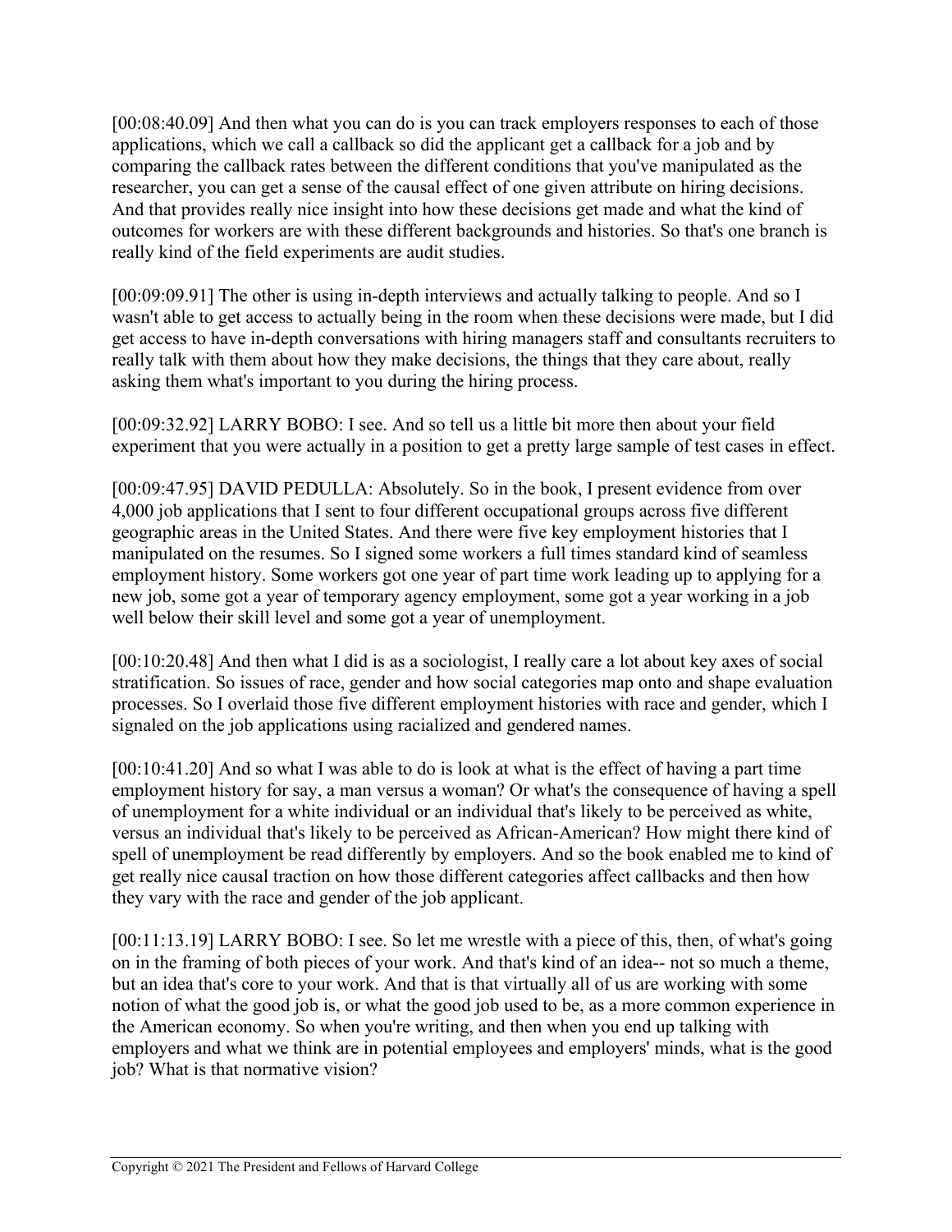[00:08:40.09] And then what you can do is you can track employers responses to each of those applications, which we call a callback so did the applicant get a callback for a job and by comparing the callback rates between the different conditions that you've manipulated as the researcher, you can get a sense of the causal effect of one given attribute on hiring decisions. And that provides really nice insight into how these decisions get made and what the kind of outcomes for workers are with these different backgrounds and histories. So that's one branch is really kind of the field experiments are audit studies.

[00:09:09.91] The other is using in-depth interviews and actually talking to people. And so I wasn't able to get access to actually being in the room when these decisions were made, but I did get access to have in-depth conversations with hiring managers staff and consultants recruiters to really talk with them about how they make decisions, the things that they care about, really asking them what's important to you during the hiring process.

[00:09:32.92] LARRY BOBO: I see. And so tell us a little bit more then about your field experiment that you were actually in a position to get a pretty large sample of test cases in effect.

[00:09:47.95] DAVID PEDULLA: Absolutely. So in the book, I present evidence from over 4,000 job applications that I sent to four different occupational groups across five different geographic areas in the United States. And there were five key employment histories that I manipulated on the resumes. So I signed some workers a full times standard kind of seamless employment history. Some workers got one year of part time work leading up to applying for a new job, some got a year of temporary agency employment, some got a year working in a job well below their skill level and some got a year of unemployment.

[00:10:20.48] And then what I did is as a sociologist, I really care a lot about key axes of social stratification. So issues of race, gender and how social categories map onto and shape evaluation processes. So I overlaid those five different employment histories with race and gender, which I signaled on the job applications using racialized and gendered names.

[00:10:41.20] And so what I was able to do is look at what is the effect of having a part time employment history for say, a man versus a woman? Or what's the consequence of having a spell of unemployment for a white individual or an individual that's likely to be perceived as white, versus an individual that's likely to be perceived as African-American? How might there kind of spell of unemployment be read differently by employers. And so the book enabled me to kind of get really nice causal traction on how those different categories affect callbacks and then how they vary with the race and gender of the job applicant.

[00:11:13.19] LARRY BOBO: I see. So let me wrestle with a piece of this, then, of what's going on in the framing of both pieces of your work. And that's kind of an idea-- not so much a theme, but an idea that's core to your work. And that is that virtually all of us are working with some notion of what the good job is, or what the good job used to be, as a more common experience in the American economy. So when you're writing, and then when you end up talking with employers and what we think are in potential employees and employers' minds, what is the good job? What is that normative vision?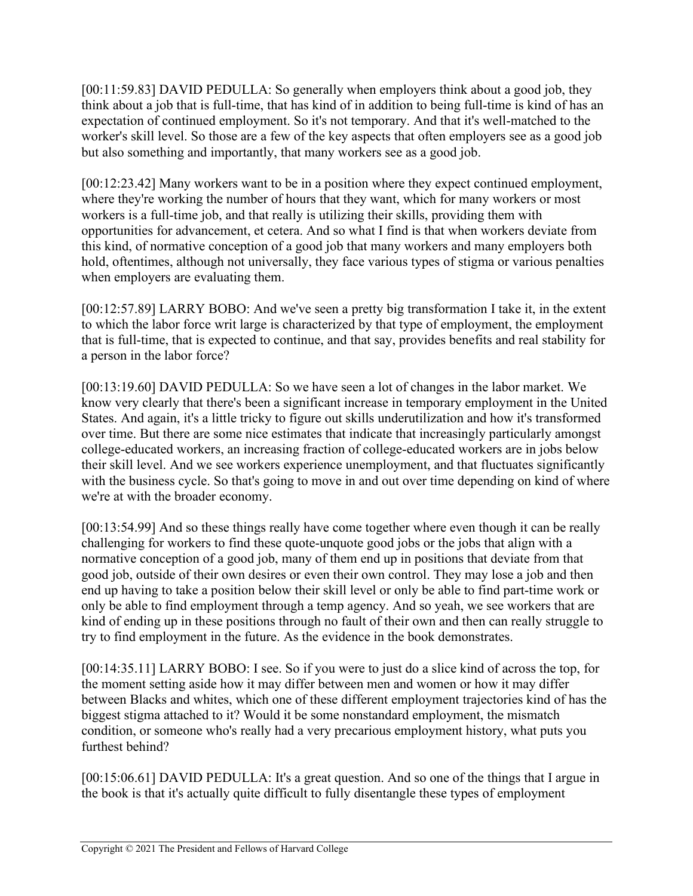[00:11:59.83] DAVID PEDULLA: So generally when employers think about a good job, they think about a job that is full-time, that has kind of in addition to being full-time is kind of has an expectation of continued employment. So it's not temporary. And that it's well-matched to the worker's skill level. So those are a few of the key aspects that often employers see as a good job but also something and importantly, that many workers see as a good job.

[00:12:23.42] Many workers want to be in a position where they expect continued employment, where they're working the number of hours that they want, which for many workers or most workers is a full-time job, and that really is utilizing their skills, providing them with opportunities for advancement, et cetera. And so what I find is that when workers deviate from this kind, of normative conception of a good job that many workers and many employers both hold, oftentimes, although not universally, they face various types of stigma or various penalties when employers are evaluating them.

[00:12:57.89] LARRY BOBO: And we've seen a pretty big transformation I take it, in the extent to which the labor force writ large is characterized by that type of employment, the employment that is full-time, that is expected to continue, and that say, provides benefits and real stability for a person in the labor force?

[00:13:19.60] DAVID PEDULLA: So we have seen a lot of changes in the labor market. We know very clearly that there's been a significant increase in temporary employment in the United States. And again, it's a little tricky to figure out skills underutilization and how it's transformed over time. But there are some nice estimates that indicate that increasingly particularly amongst college-educated workers, an increasing fraction of college-educated workers are in jobs below their skill level. And we see workers experience unemployment, and that fluctuates significantly with the business cycle. So that's going to move in and out over time depending on kind of where we're at with the broader economy.

[00:13:54.99] And so these things really have come together where even though it can be really challenging for workers to find these quote-unquote good jobs or the jobs that align with a normative conception of a good job, many of them end up in positions that deviate from that good job, outside of their own desires or even their own control. They may lose a job and then end up having to take a position below their skill level or only be able to find part-time work or only be able to find employment through a temp agency. And so yeah, we see workers that are kind of ending up in these positions through no fault of their own and then can really struggle to try to find employment in the future. As the evidence in the book demonstrates.

[00:14:35.11] LARRY BOBO: I see. So if you were to just do a slice kind of across the top, for the moment setting aside how it may differ between men and women or how it may differ between Blacks and whites, which one of these different employment trajectories kind of has the biggest stigma attached to it? Would it be some nonstandard employment, the mismatch condition, or someone who's really had a very precarious employment history, what puts you furthest behind?

[00:15:06.61] DAVID PEDULLA: It's a great question. And so one of the things that I argue in the book is that it's actually quite difficult to fully disentangle these types of employment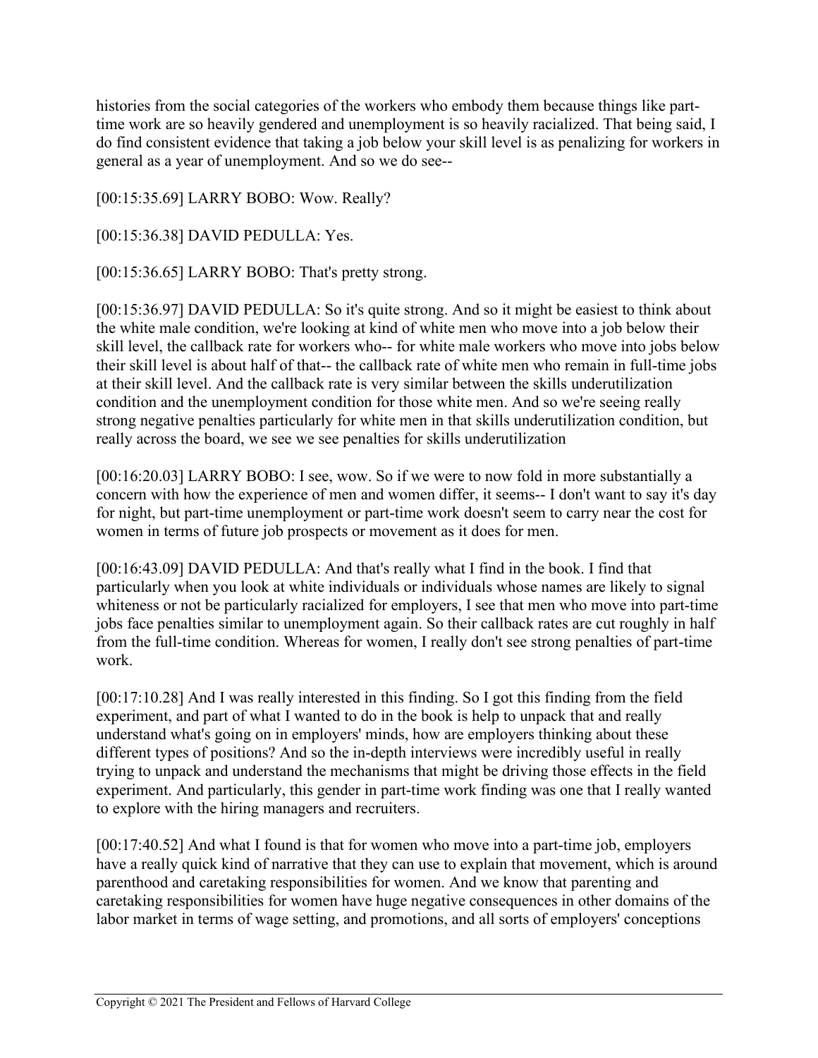histories from the social categories of the workers who embody them because things like part-time work are so heavily gendered and unemployment is so heavily racialized. That being said, I do find consistent evidence that taking a job below your skill level is as penalizing for workers in general as a year of unemployment. And so we do see--

[00:15:35.69] LARRY BOBO: Wow. Really?

[00:15:36.38] DAVID PEDULLA: Yes.

[00:15:36.65] LARRY BOBO: That's pretty strong.

[00:15:36.97] DAVID PEDULLA: So it's quite strong. And so it might be easiest to think about the white male condition, we're looking at kind of white men who move into a job below their skill level, the callback rate for workers who-- for white male workers who move into jobs below their skill level is about half of that-- the callback rate of white men who remain in full-time jobs at their skill level. And the callback rate is very similar between the skills underutilization condition and the unemployment condition for those white men. And so we're seeing really strong negative penalties particularly for white men in that skills underutilization condition, but really across the board, we see we see penalties for skills underutilization

[00:16:20.03] LARRY BOBO: I see, wow. So if we were to now fold in more substantially a concern with how the experience of men and women differ, it seems-- I don't want to say it's day for night, but part-time unemployment or part-time work doesn't seem to carry near the cost for women in terms of future job prospects or movement as it does for men.

[00:16:43.09] DAVID PEDULLA: And that's really what I find in the book. I find that particularly when you look at white individuals or individuals whose names are likely to signal whiteness or not be particularly racialized for employers, I see that men who move into part-time jobs face penalties similar to unemployment again. So their callback rates are cut roughly in half from the full-time condition. Whereas for women, I really don't see strong penalties of part-time work.

[00:17:10.28] And I was really interested in this finding. So I got this finding from the field experiment, and part of what I wanted to do in the book is help to unpack that and really understand what's going on in employers' minds, how are employers thinking about these different types of positions? And so the in-depth interviews were incredibly useful in really trying to unpack and understand the mechanisms that might be driving those effects in the field experiment. And particularly, this gender in part-time work finding was one that I really wanted to explore with the hiring managers and recruiters.

[00:17:40.52] And what I found is that for women who move into a part-time job, employers have a really quick kind of narrative that they can use to explain that movement, which is around parenthood and caretaking responsibilities for women. And we know that parenting and caretaking responsibilities for women have huge negative consequences in other domains of the labor market in terms of wage setting, and promotions, and all sorts of employers' conceptions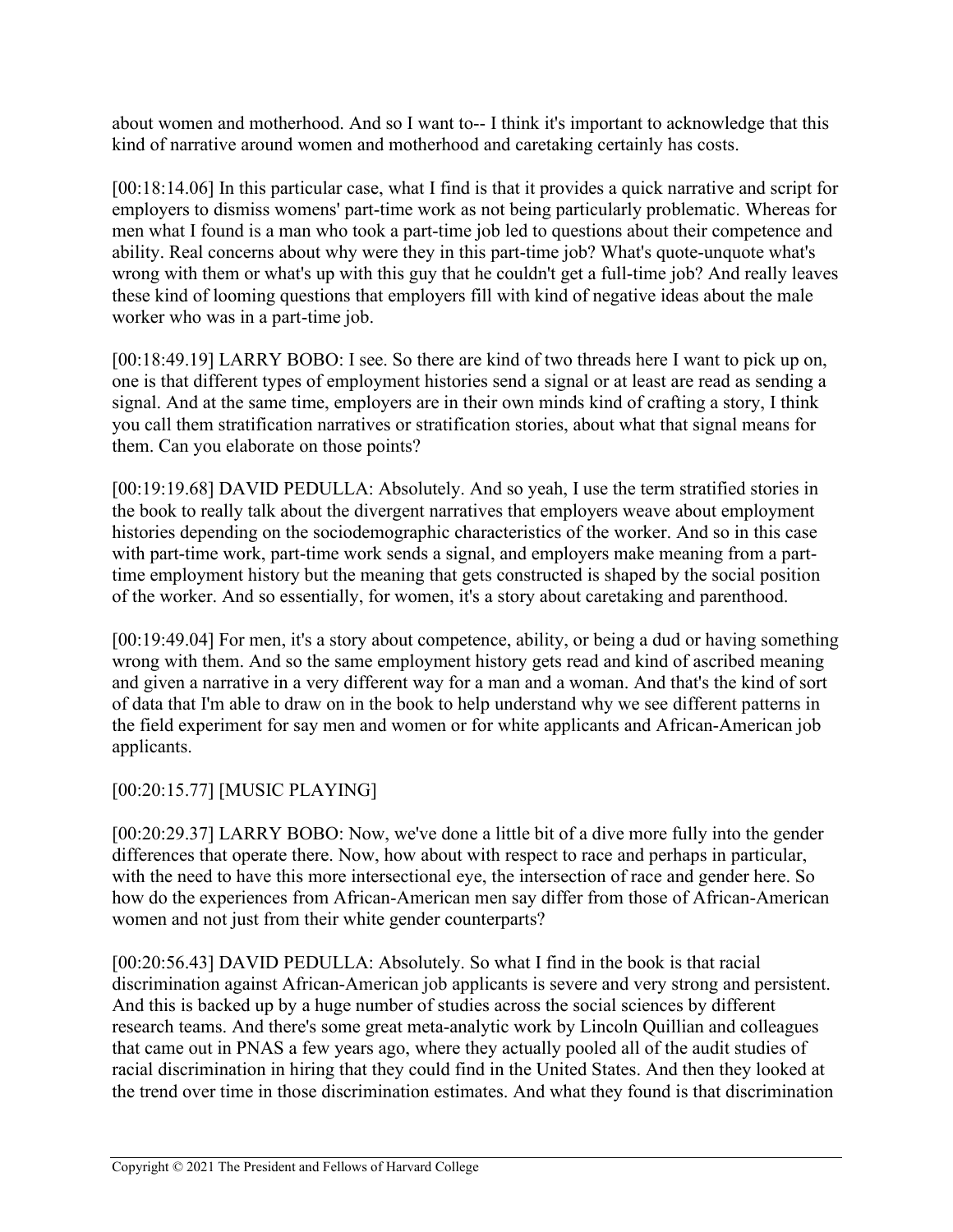about women and motherhood. And so I want to-- I think it's important to acknowledge that this kind of narrative around women and motherhood and caretaking certainly has costs.

[00:18:14.06] In this particular case, what I find is that it provides a quick narrative and script for employers to dismiss womens' part-time work as not being particularly problematic. Whereas for men what I found is a man who took a part-time job led to questions about their competence and ability. Real concerns about why were they in this part-time job? What's quote-unquote what's wrong with them or what's up with this guy that he couldn't get a full-time job? And really leaves these kind of looming questions that employers fill with kind of negative ideas about the male worker who was in a part-time job.

[00:18:49.19] LARRY BOBO: I see. So there are kind of two threads here I want to pick up on, one is that different types of employment histories send a signal or at least are read as sending a signal. And at the same time, employers are in their own minds kind of crafting a story, I think you call them stratification narratives or stratification stories, about what that signal means for them. Can you elaborate on those points?

[00:19:19.68] DAVID PEDULLA: Absolutely. And so yeah, I use the term stratified stories in the book to really talk about the divergent narratives that employers weave about employment histories depending on the sociodemographic characteristics of the worker. And so in this case with part-time work, part-time work sends a signal, and employers make meaning from a part-time employment history but the meaning that gets constructed is shaped by the social position of the worker. And so essentially, for women, it's a story about caretaking and parenthood.

[00:19:49.04] For men, it's a story about competence, ability, or being a dud or having something wrong with them. And so the same employment history gets read and kind of ascribed meaning and given a narrative in a very different way for a man and a woman. And that's the kind of sort of data that I'm able to draw on in the book to help understand why we see different patterns in the field experiment for say men and women or for white applicants and African-American job applicants.

[00:20:15.77] [MUSIC PLAYING]

[00:20:29.37] LARRY BOBO: Now, we've done a little bit of a dive more fully into the gender differences that operate there. Now, how about with respect to race and perhaps in particular, with the need to have this more intersectional eye, the intersection of race and gender here. So how do the experiences from African-American men say differ from those of African-American women and not just from their white gender counterparts?

[00:20:56.43] DAVID PEDULLA: Absolutely. So what I find in the book is that racial discrimination against African-American job applicants is severe and very strong and persistent. And this is backed up by a huge number of studies across the social sciences by different research teams. And there's some great meta-analytic work by Lincoln Quillian and colleagues that came out in PNAS a few years ago, where they actually pooled all of the audit studies of racial discrimination in hiring that they could find in the United States. And then they looked at the trend over time in those discrimination estimates. And what they found is that discrimination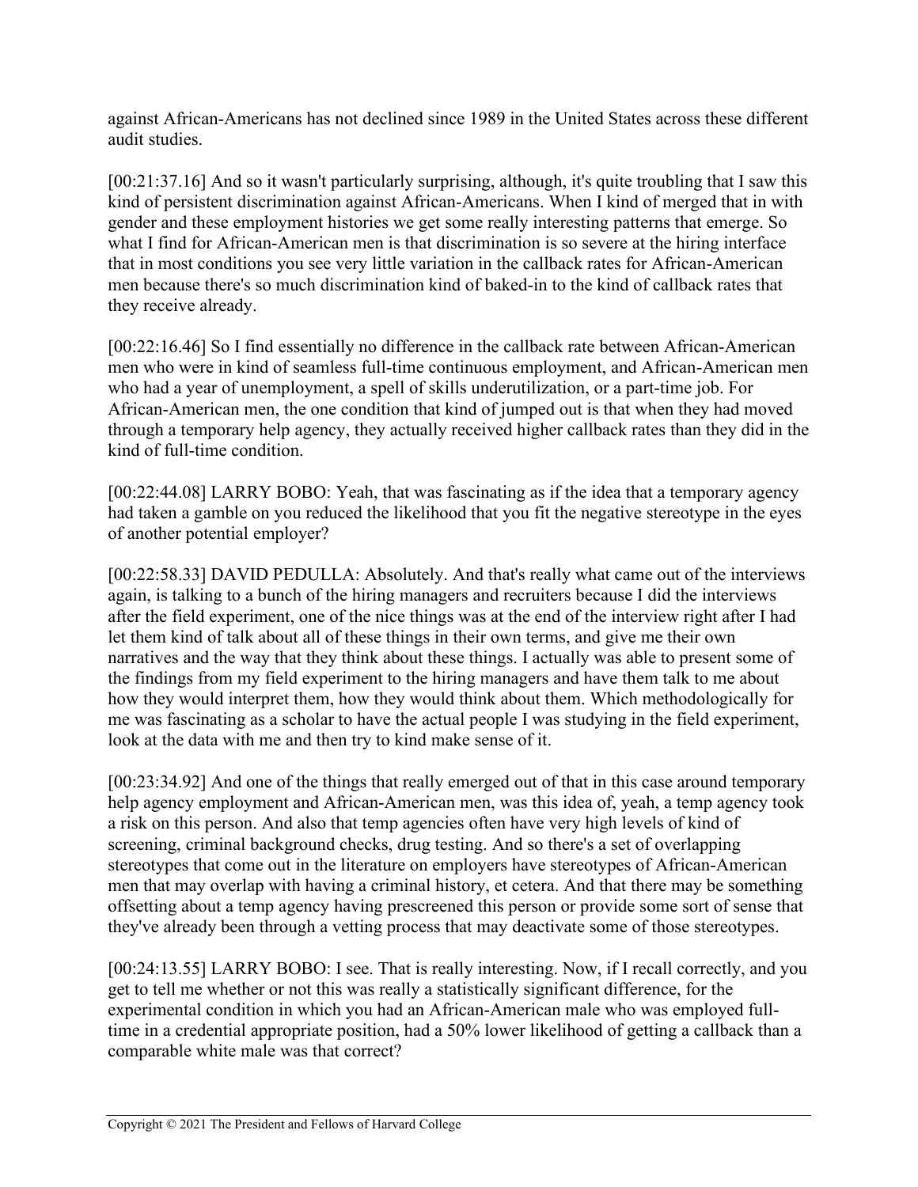against African-Americans has not declined since 1989 in the United States across these different audit studies.

[00:21:37.16] And so it wasn't particularly surprising, although, it's quite troubling that I saw this kind of persistent discrimination against African-Americans. When I kind of merged that in with gender and these employment histories we get some really interesting patterns that emerge. So what I find for African-American men is that discrimination is so severe at the hiring interface that in most conditions you see very little variation in the callback rates for African-American men because there's so much discrimination kind of baked-in to the kind of callback rates that they receive already.

[00:22:16.46] So I find essentially no difference in the callback rate between African-American men who were in kind of seamless full-time continuous employment, and African-American men who had a year of unemployment, a spell of skills underutilization, or a part-time job. For African-American men, the one condition that kind of jumped out is that when they had moved through a temporary help agency, they actually received higher callback rates than they did in the kind of full-time condition.

[00:22:44.08] LARRY BOBO: Yeah, that was fascinating as if the idea that a temporary agency had taken a gamble on you reduced the likelihood that you fit the negative stereotype in the eyes of another potential employer?

[00:22:58.33] DAVID PEDULLA: Absolutely. And that's really what came out of the interviews again, is talking to a bunch of the hiring managers and recruiters because I did the interviews after the field experiment, one of the nice things was at the end of the interview right after I had let them kind of talk about all of these things in their own terms, and give me their own narratives and the way that they think about these things. I actually was able to present some of the findings from my field experiment to the hiring managers and have them talk to me about how they would interpret them, how they would think about them. Which methodologically for me was fascinating as a scholar to have the actual people I was studying in the field experiment, look at the data with me and then try to kind make sense of it.

[00:23:34.92] And one of the things that really emerged out of that in this case around temporary help agency employment and African-American men, was this idea of, yeah, a temp agency took a risk on this person. And also that temp agencies often have very high levels of kind of screening, criminal background checks, drug testing. And so there's a set of overlapping stereotypes that come out in the literature on employers have stereotypes of African-American men that may overlap with having a criminal history, et cetera. And that there may be something offsetting about a temp agency having prescreened this person or provide some sort of sense that they've already been through a vetting process that may deactivate some of those stereotypes.

[00:24:13.55] LARRY BOBO: I see. That is really interesting. Now, if I recall correctly, and you get to tell me whether or not this was really a statistically significant difference, for the experimental condition in which you had an African-American male who was employed full-time in a credential appropriate position, had a 50% lower likelihood of getting a callback than a comparable white male was that correct?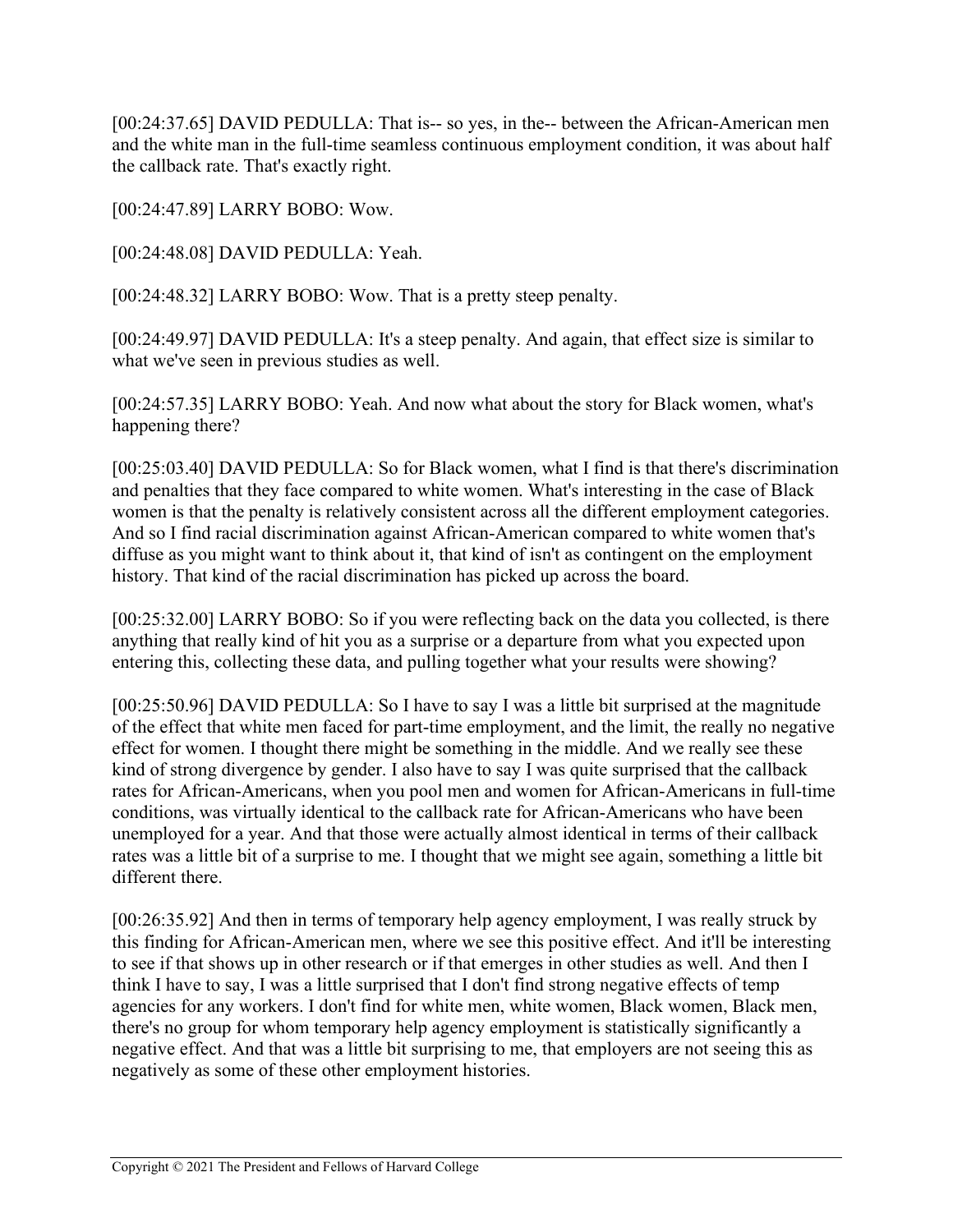[00:24:37.65] DAVID PEDULLA: That is-- so yes, in the-- between the African-American men and the white man in the full-time seamless continuous employment condition, it was about half the callback rate. That's exactly right.

[00:24:47.89] LARRY BOBO: Wow.

[00:24:48.08] DAVID PEDULLA: Yeah.

[00:24:48.32] LARRY BOBO: Wow. That is a pretty steep penalty.

[00:24:49.97] DAVID PEDULLA: It's a steep penalty. And again, that effect size is similar to what we've seen in previous studies as well.

[00:24:57.35] LARRY BOBO: Yeah. And now what about the story for Black women, what's happening there?

[00:25:03.40] DAVID PEDULLA: So for Black women, what I find is that there's discrimination and penalties that they face compared to white women. What's interesting in the case of Black women is that the penalty is relatively consistent across all the different employment categories. And so I find racial discrimination against African-American compared to white women that's diffuse as you might want to think about it, that kind of isn't as contingent on the employment history. That kind of the racial discrimination has picked up across the board.

[00:25:32.00] LARRY BOBO: So if you were reflecting back on the data you collected, is there anything that really kind of hit you as a surprise or a departure from what you expected upon entering this, collecting these data, and pulling together what your results were showing?

[00:25:50.96] DAVID PEDULLA: So I have to say I was a little bit surprised at the magnitude of the effect that white men faced for part-time employment, and the limit, the really no negative effect for women. I thought there might be something in the middle. And we really see these kind of strong divergence by gender. I also have to say I was quite surprised that the callback rates for African-Americans, when you pool men and women for African-Americans in full-time conditions, was virtually identical to the callback rate for African-Americans who have been unemployed for a year. And that those were actually almost identical in terms of their callback rates was a little bit of a surprise to me. I thought that we might see again, something a little bit different there.

[00:26:35.92] And then in terms of temporary help agency employment, I was really struck by this finding for African-American men, where we see this positive effect. And it'll be interesting to see if that shows up in other research or if that emerges in other studies as well. And then I think I have to say, I was a little surprised that I don't find strong negative effects of temp agencies for any workers. I don't find for white men, white women, Black women, Black men, there's no group for whom temporary help agency employment is statistically significantly a negative effect. And that was a little bit surprising to me, that employers are not seeing this as negatively as some of these other employment histories.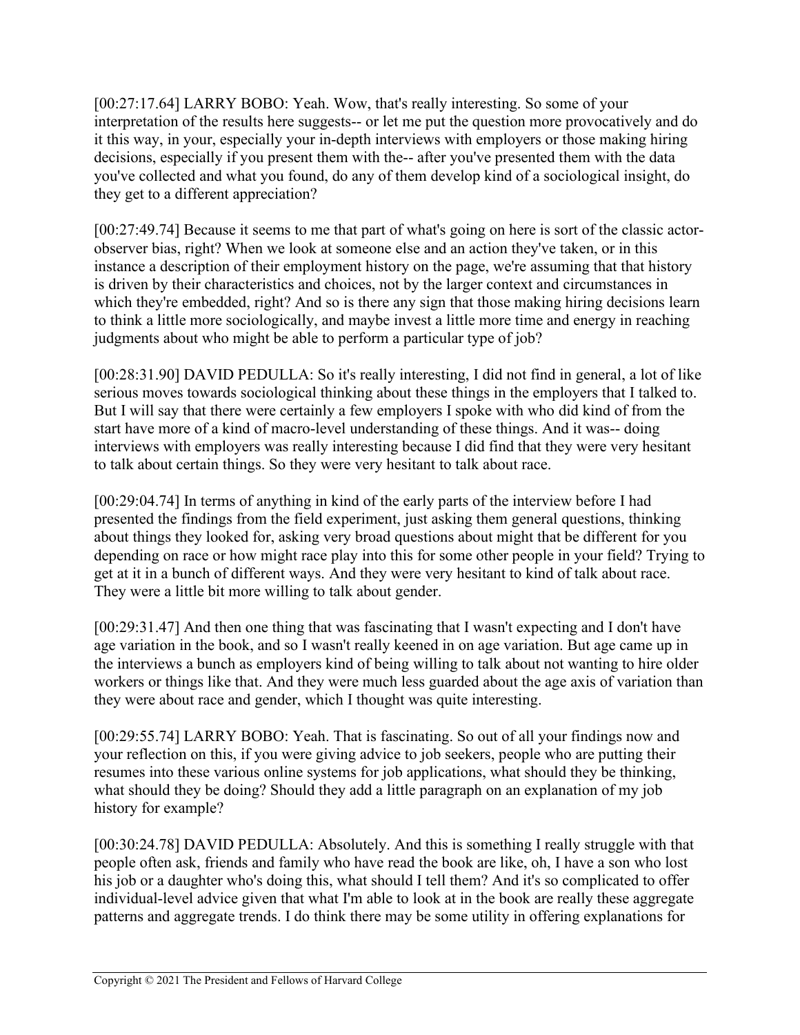[00:27:17.64] LARRY BOBO: Yeah. Wow, that's really interesting. So some of your interpretation of the results here suggests-- or let me put the question more provocatively and do it this way, in your, especially your in-depth interviews with employers or those making hiring decisions, especially if you present them with the-- after you've presented them with the data you've collected and what you found, do any of them develop kind of a sociological insight, do they get to a different appreciation?

[00:27:49.74] Because it seems to me that part of what's going on here is sort of the classic actor-observer bias, right? When we look at someone else and an action they've taken, or in this instance a description of their employment history on the page, we're assuming that that history is driven by their characteristics and choices, not by the larger context and circumstances in which they're embedded, right? And so is there any sign that those making hiring decisions learn to think a little more sociologically, and maybe invest a little more time and energy in reaching judgments about who might be able to perform a particular type of job?

[00:28:31.90] DAVID PEDULLA: So it's really interesting, I did not find in general, a lot of like serious moves towards sociological thinking about these things in the employers that I talked to. But I will say that there were certainly a few employers I spoke with who did kind of from the start have more of a kind of macro-level understanding of these things. And it was-- doing interviews with employers was really interesting because I did find that they were very hesitant to talk about certain things. So they were very hesitant to talk about race.

[00:29:04.74] In terms of anything in kind of the early parts of the interview before I had presented the findings from the field experiment, just asking them general questions, thinking about things they looked for, asking very broad questions about might that be different for you depending on race or how might race play into this for some other people in your field? Trying to get at it in a bunch of different ways. And they were very hesitant to kind of talk about race. They were a little bit more willing to talk about gender.

[00:29:31.47] And then one thing that was fascinating that I wasn't expecting and I don't have age variation in the book, and so I wasn't really keened in on age variation. But age came up in the interviews a bunch as employers kind of being willing to talk about not wanting to hire older workers or things like that. And they were much less guarded about the age axis of variation than they were about race and gender, which I thought was quite interesting.

[00:29:55.74] LARRY BOBO: Yeah. That is fascinating. So out of all your findings now and your reflection on this, if you were giving advice to job seekers, people who are putting their resumes into these various online systems for job applications, what should they be thinking, what should they be doing? Should they add a little paragraph on an explanation of my job history for example?

[00:30:24.78] DAVID PEDULLA: Absolutely. And this is something I really struggle with that people often ask, friends and family who have read the book are like, oh, I have a son who lost his job or a daughter who's doing this, what should I tell them? And it's so complicated to offer individual-level advice given that what I'm able to look at in the book are really these aggregate patterns and aggregate trends. I do think there may be some utility in offering explanations for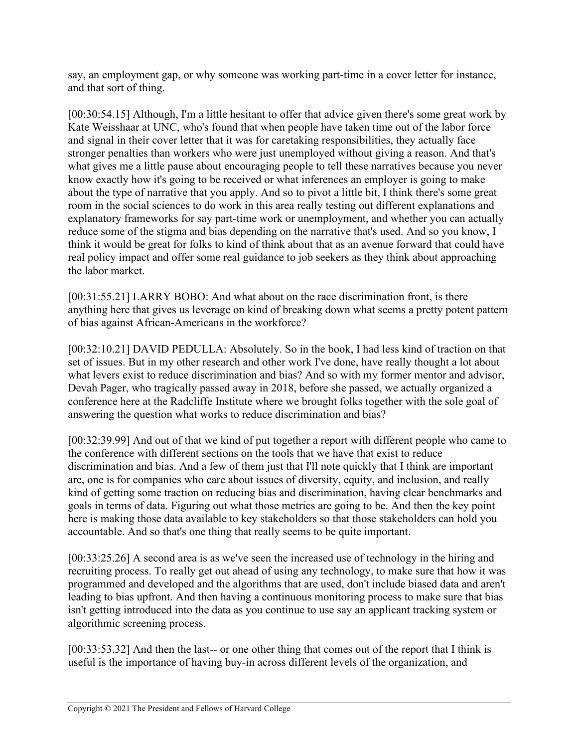say, an employment gap, or why someone was working part-time in a cover letter for instance, and that sort of thing.

[00:30:54.15] Although, I'm a little hesitant to offer that advice given there's some great work by Kate Weisshaar at UNC, who's found that when people have taken time out of the labor force and signal in their cover letter that it was for caretaking responsibilities, they actually face stronger penalties than workers who were just unemployed without giving a reason. And that's what gives me a little pause about encouraging people to tell these narratives because you never know exactly how it's going to be received or what inferences an employer is going to make about the type of narrative that you apply. And so to pivot a little bit, I think there's some great room in the social sciences to do work in this area really testing out different explanations and explanatory frameworks for say part-time work or unemployment, and whether you can actually reduce some of the stigma and bias depending on the narrative that's used. And so you know, I think it would be great for folks to kind of think about that as an avenue forward that could have real policy impact and offer some real guidance to job seekers as they think about approaching the labor market.

[00:31:55.21] LARRY BOBO: And what about on the race discrimination front, is there anything here that gives us leverage on kind of breaking down what seems a pretty potent pattern of bias against African-Americans in the workforce?

[00:32:10.21] DAVID PEDULLA: Absolutely. So in the book, I had less kind of traction on that set of issues. But in my other research and other work I've done, have really thought a lot about what levers exist to reduce discrimination and bias? And so with my former mentor and advisor, Devah Pager, who tragically passed away in 2018, before she passed, we actually organized a conference here at the Radcliffe Institute where we brought folks together with the sole goal of answering the question what works to reduce discrimination and bias?

[00:32:39.99] And out of that we kind of put together a report with different people who came to the conference with different sections on the tools that we have that exist to reduce discrimination and bias. And a few of them just that I'll note quickly that I think are important are, one is for companies who care about issues of diversity, equity, and inclusion, and really kind of getting some traction on reducing bias and discrimination, having clear benchmarks and goals in terms of data. Figuring out what those metrics are going to be. And then the key point here is making those data available to key stakeholders so that those stakeholders can hold you accountable. And so that's one thing that really seems to be quite important.

[00:33:25.26] A second area is as we've seen the increased use of technology in the hiring and recruiting process. To really get out ahead of using any technology, to make sure that how it was programmed and developed and the algorithms that are used, don't include biased data and aren't leading to bias upfront. And then having a continuous monitoring process to make sure that bias isn't getting introduced into the data as you continue to use say an applicant tracking system or algorithmic screening process.

[00:33:53.32] And then the last-- or one other thing that comes out of the report that I think is useful is the importance of having buy-in across different levels of the organization, and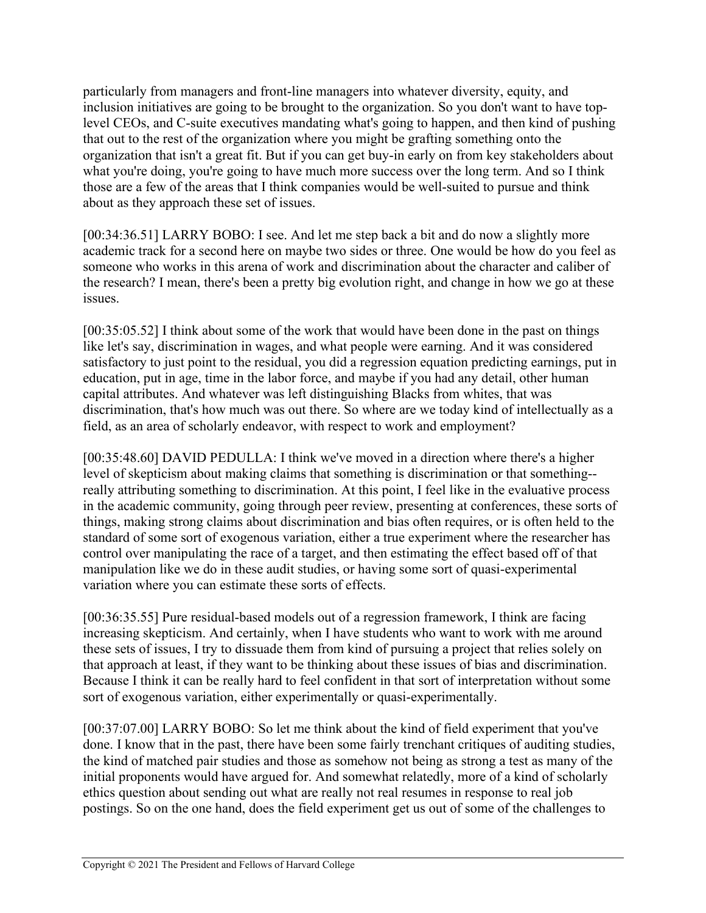particularly from managers and front-line managers into whatever diversity, equity, and inclusion initiatives are going to be brought to the organization. So you don't want to have top-level CEOs, and C-suite executives mandating what's going to happen, and then kind of pushing that out to the rest of the organization where you might be grafting something onto the organization that isn't a great fit. But if you can get buy-in early on from key stakeholders about what you're doing, you're going to have much more success over the long term. And so I think those are a few of the areas that I think companies would be well-suited to pursue and think about as they approach these set of issues.

[00:34:36.51] LARRY BOBO: I see. And let me step back a bit and do now a slightly more academic track for a second here on maybe two sides or three. One would be how do you feel as someone who works in this arena of work and discrimination about the character and caliber of the research? I mean, there's been a pretty big evolution right, and change in how we go at these issues.

[00:35:05.52] I think about some of the work that would have been done in the past on things like let's say, discrimination in wages, and what people were earning. And it was considered satisfactory to just point to the residual, you did a regression equation predicting earnings, put in education, put in age, time in the labor force, and maybe if you had any detail, other human capital attributes. And whatever was left distinguishing Blacks from whites, that was discrimination, that's how much was out there. So where are we today kind of intellectually as a field, as an area of scholarly endeavor, with respect to work and employment?

[00:35:48.60] DAVID PEDULLA: I think we've moved in a direction where there's a higher level of skepticism about making claims that something is discrimination or that something-- really attributing something to discrimination. At this point, I feel like in the evaluative process in the academic community, going through peer review, presenting at conferences, these sorts of things, making strong claims about discrimination and bias often requires, or is often held to the standard of some sort of exogenous variation, either a true experiment where the researcher has control over manipulating the race of a target, and then estimating the effect based off of that manipulation like we do in these audit studies, or having some sort of quasi-experimental variation where you can estimate these sorts of effects.

[00:36:35.55] Pure residual-based models out of a regression framework, I think are facing increasing skepticism. And certainly, when I have students who want to work with me around these sets of issues, I try to dissuade them from kind of pursuing a project that relies solely on that approach at least, if they want to be thinking about these issues of bias and discrimination. Because I think it can be really hard to feel confident in that sort of interpretation without some sort of exogenous variation, either experimentally or quasi-experimentally.

[00:37:07.00] LARRY BOBO: So let me think about the kind of field experiment that you've done. I know that in the past, there have been some fairly trenchant critiques of auditing studies, the kind of matched pair studies and those as somehow not being as strong a test as many of the initial proponents would have argued for. And somewhat relatedly, more of a kind of scholarly ethics question about sending out what are really not real resumes in response to real job postings. So on the one hand, does the field experiment get us out of some of the challenges to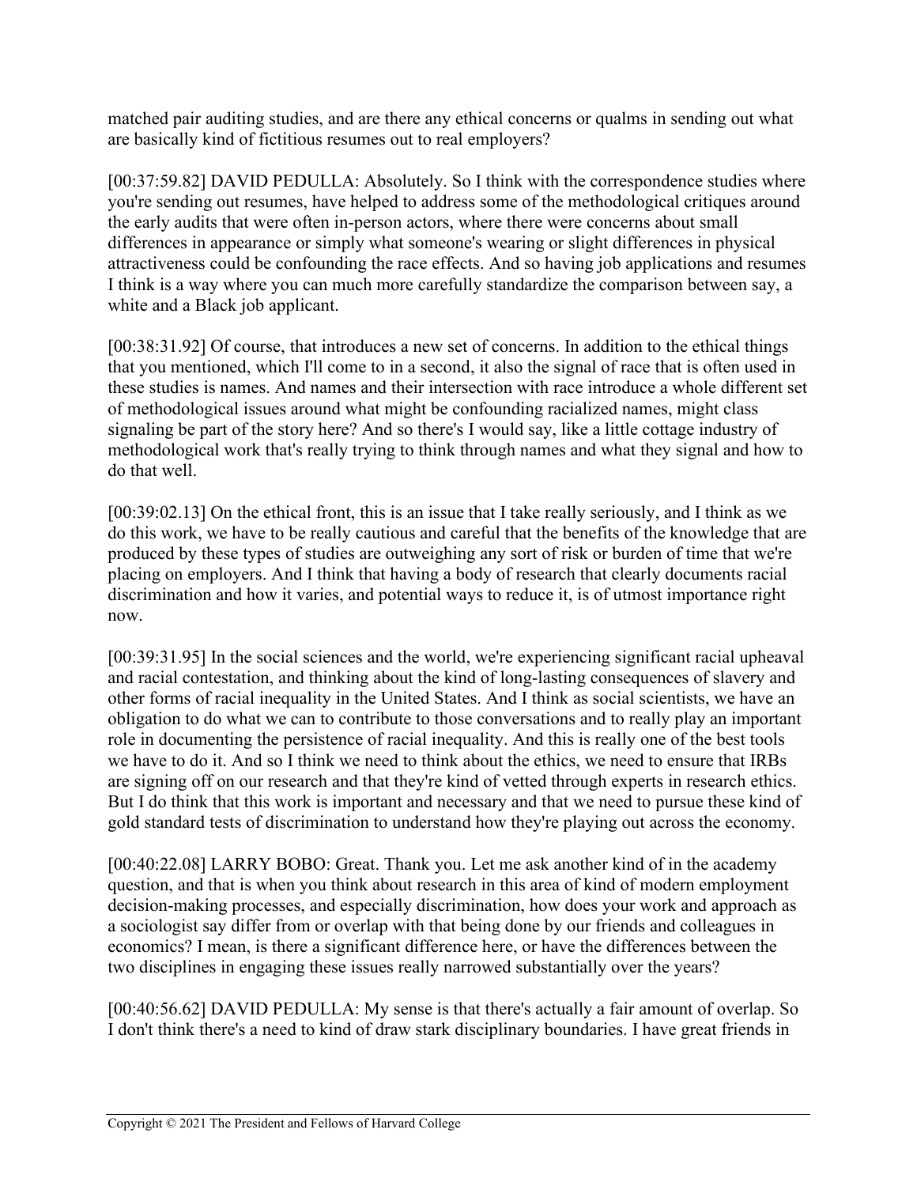matched pair auditing studies, and are there any ethical concerns or qualms in sending out what are basically kind of fictitious resumes out to real employers?

[00:37:59.82] DAVID PEDULLA: Absolutely. So I think with the correspondence studies where you're sending out resumes, have helped to address some of the methodological critiques around the early audits that were often in-person actors, where there were concerns about small differences in appearance or simply what someone's wearing or slight differences in physical attractiveness could be confounding the race effects. And so having job applications and resumes I think is a way where you can much more carefully standardize the comparison between say, a white and a Black job applicant.

[00:38:31.92] Of course, that introduces a new set of concerns. In addition to the ethical things that you mentioned, which I'll come to in a second, it also the signal of race that is often used in these studies is names. And names and their intersection with race introduce a whole different set of methodological issues around what might be confounding racialized names, might class signaling be part of the story here? And so there's I would say, like a little cottage industry of methodological work that's really trying to think through names and what they signal and how to do that well.

[00:39:02.13] On the ethical front, this is an issue that I take really seriously, and I think as we do this work, we have to be really cautious and careful that the benefits of the knowledge that are produced by these types of studies are outweighing any sort of risk or burden of time that we're placing on employers. And I think that having a body of research that clearly documents racial discrimination and how it varies, and potential ways to reduce it, is of utmost importance right now.

[00:39:31.95] In the social sciences and the world, we're experiencing significant racial upheaval and racial contestation, and thinking about the kind of long-lasting consequences of slavery and other forms of racial inequality in the United States. And I think as social scientists, we have an obligation to do what we can to contribute to those conversations and to really play an important role in documenting the persistence of racial inequality. And this is really one of the best tools we have to do it. And so I think we need to think about the ethics, we need to ensure that IRBs are signing off on our research and that they're kind of vetted through experts in research ethics. But I do think that this work is important and necessary and that we need to pursue these kind of gold standard tests of discrimination to understand how they're playing out across the economy.

[00:40:22.08] LARRY BOBO: Great. Thank you. Let me ask another kind of in the academy question, and that is when you think about research in this area of kind of modern employment decision-making processes, and especially discrimination, how does your work and approach as a sociologist say differ from or overlap with that being done by our friends and colleagues in economics? I mean, is there a significant difference here, or have the differences between the two disciplines in engaging these issues really narrowed substantially over the years?

[00:40:56.62] DAVID PEDULLA: My sense is that there's actually a fair amount of overlap. So I don't think there's a need to kind of draw stark disciplinary boundaries. I have great friends in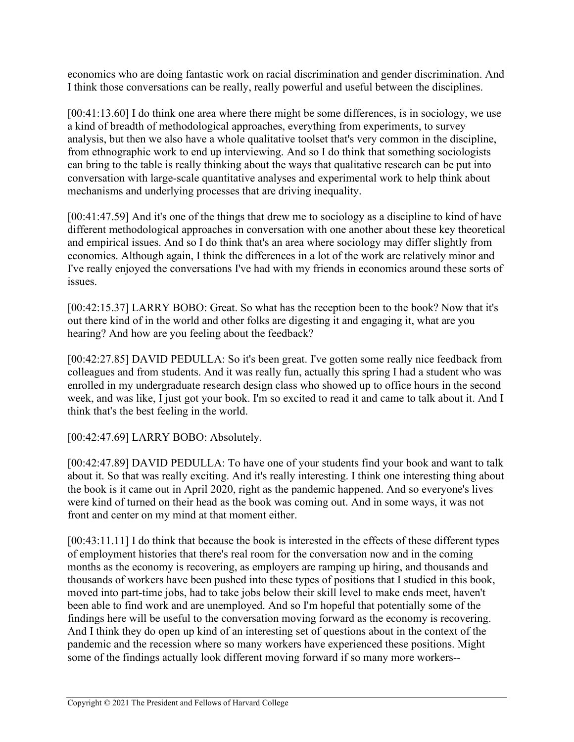economics who are doing fantastic work on racial discrimination and gender discrimination. And I think those conversations can be really, really powerful and useful between the disciplines.

[00:41:13.60] I do think one area where there might be some differences, is in sociology, we use a kind of breadth of methodological approaches, everything from experiments, to survey analysis, but then we also have a whole qualitative toolset that's very common in the discipline, from ethnographic work to end up interviewing. And so I do think that something sociologists can bring to the table is really thinking about the ways that qualitative research can be put into conversation with large-scale quantitative analyses and experimental work to help think about mechanisms and underlying processes that are driving inequality.

[00:41:47.59] And it's one of the things that drew me to sociology as a discipline to kind of have different methodological approaches in conversation with one another about these key theoretical and empirical issues. And so I do think that's an area where sociology may differ slightly from economics. Although again, I think the differences in a lot of the work are relatively minor and I've really enjoyed the conversations I've had with my friends in economics around these sorts of issues.

[00:42:15.37] LARRY BOBO: Great. So what has the reception been to the book? Now that it's out there kind of in the world and other folks are digesting it and engaging it, what are you hearing? And how are you feeling about the feedback?

[00:42:27.85] DAVID PEDULLA: So it's been great. I've gotten some really nice feedback from colleagues and from students. And it was really fun, actually this spring I had a student who was enrolled in my undergraduate research design class who showed up to office hours in the second week, and was like, I just got your book. I'm so excited to read it and came to talk about it. And I think that's the best feeling in the world.

[00:42:47.69] LARRY BOBO: Absolutely.

[00:42:47.89] DAVID PEDULLA: To have one of your students find your book and want to talk about it. So that was really exciting. And it's really interesting. I think one interesting thing about the book is it came out in April 2020, right as the pandemic happened. And so everyone's lives were kind of turned on their head as the book was coming out. And in some ways, it was not front and center on my mind at that moment either.

[00:43:11.11] I do think that because the book is interested in the effects of these different types of employment histories that there's real room for the conversation now and in the coming months as the economy is recovering, as employers are ramping up hiring, and thousands and thousands of workers have been pushed into these types of positions that I studied in this book, moved into part-time jobs, had to take jobs below their skill level to make ends meet, haven't been able to find work and are unemployed. And so I'm hopeful that potentially some of the findings here will be useful to the conversation moving forward as the economy is recovering. And I think they do open up kind of an interesting set of questions about in the context of the pandemic and the recession where so many workers have experienced these positions. Might some of the findings actually look different moving forward if so many more workers--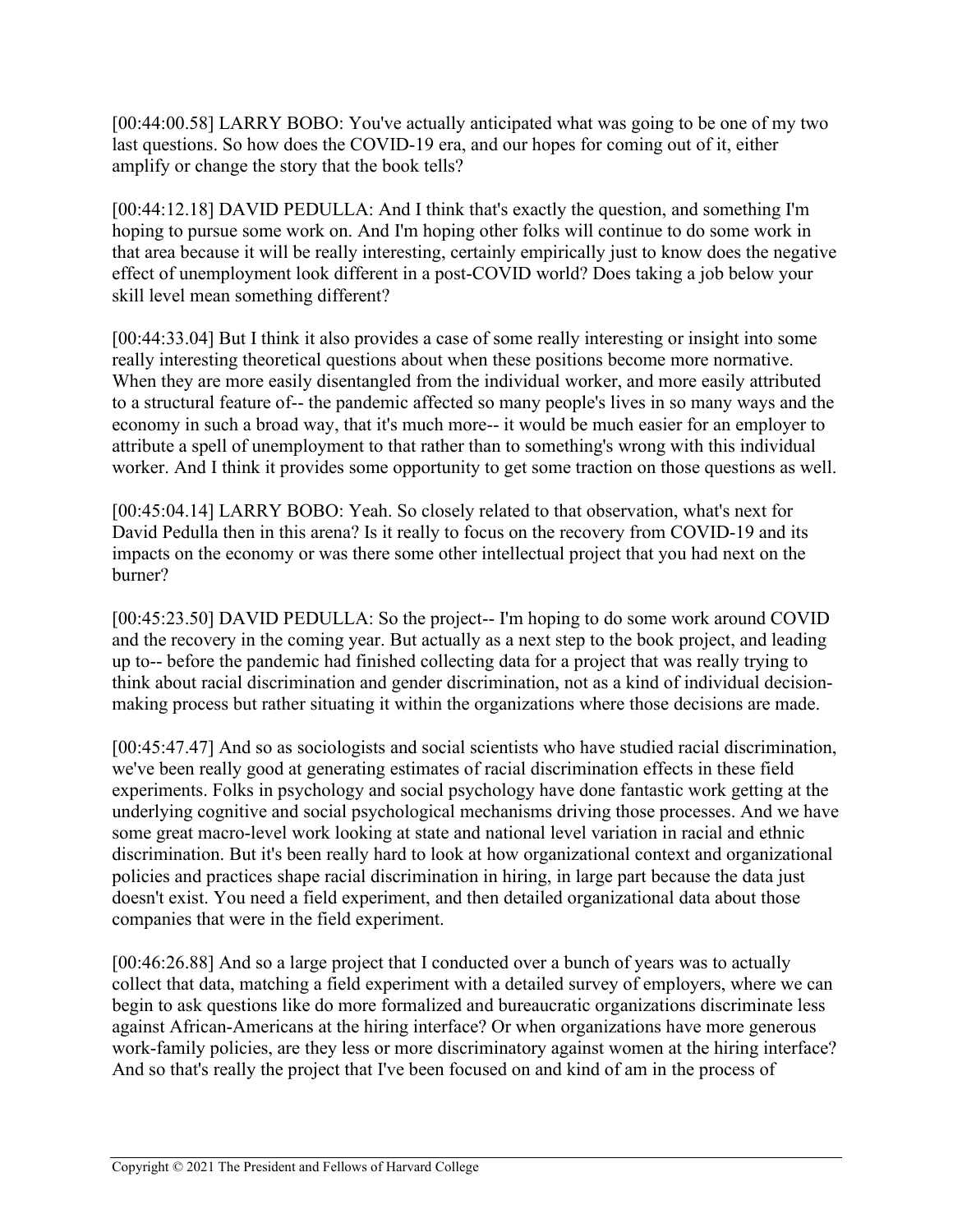[00:44:00.58] LARRY BOBO: You've actually anticipated what was going to be one of my two last questions. So how does the COVID-19 era, and our hopes for coming out of it, either amplify or change the story that the book tells?

[00:44:12.18] DAVID PEDULLA: And I think that's exactly the question, and something I'm hoping to pursue some work on. And I'm hoping other folks will continue to do some work in that area because it will be really interesting, certainly empirically just to know does the negative effect of unemployment look different in a post-COVID world? Does taking a job below your skill level mean something different?

[00:44:33.04] But I think it also provides a case of some really interesting or insight into some really interesting theoretical questions about when these positions become more normative. When they are more easily disentangled from the individual worker, and more easily attributed to a structural feature of-- the pandemic affected so many people's lives in so many ways and the economy in such a broad way, that it's much more-- it would be much easier for an employer to attribute a spell of unemployment to that rather than to something's wrong with this individual worker. And I think it provides some opportunity to get some traction on those questions as well.

[00:45:04.14] LARRY BOBO: Yeah. So closely related to that observation, what's next for David Pedulla then in this arena? Is it really to focus on the recovery from COVID-19 and its impacts on the economy or was there some other intellectual project that you had next on the burner?

[00:45:23.50] DAVID PEDULLA: So the project-- I'm hoping to do some work around COVID and the recovery in the coming year. But actually as a next step to the book project, and leading up to-- before the pandemic had finished collecting data for a project that was really trying to think about racial discrimination and gender discrimination, not as a kind of individual decision-making process but rather situating it within the organizations where those decisions are made.

[00:45:47.47] And so as sociologists and social scientists who have studied racial discrimination, we've been really good at generating estimates of racial discrimination effects in these field experiments. Folks in psychology and social psychology have done fantastic work getting at the underlying cognitive and social psychological mechanisms driving those processes. And we have some great macro-level work looking at state and national level variation in racial and ethnic discrimination. But it's been really hard to look at how organizational context and organizational policies and practices shape racial discrimination in hiring, in large part because the data just doesn't exist. You need a field experiment, and then detailed organizational data about those companies that were in the field experiment.

[00:46:26.88] And so a large project that I conducted over a bunch of years was to actually collect that data, matching a field experiment with a detailed survey of employers, where we can begin to ask questions like do more formalized and bureaucratic organizations discriminate less against African-Americans at the hiring interface? Or when organizations have more generous work-family policies, are they less or more discriminatory against women at the hiring interface? And so that's really the project that I've been focused on and kind of am in the process of

Copyright © 2021 The President and Fellows of Harvard College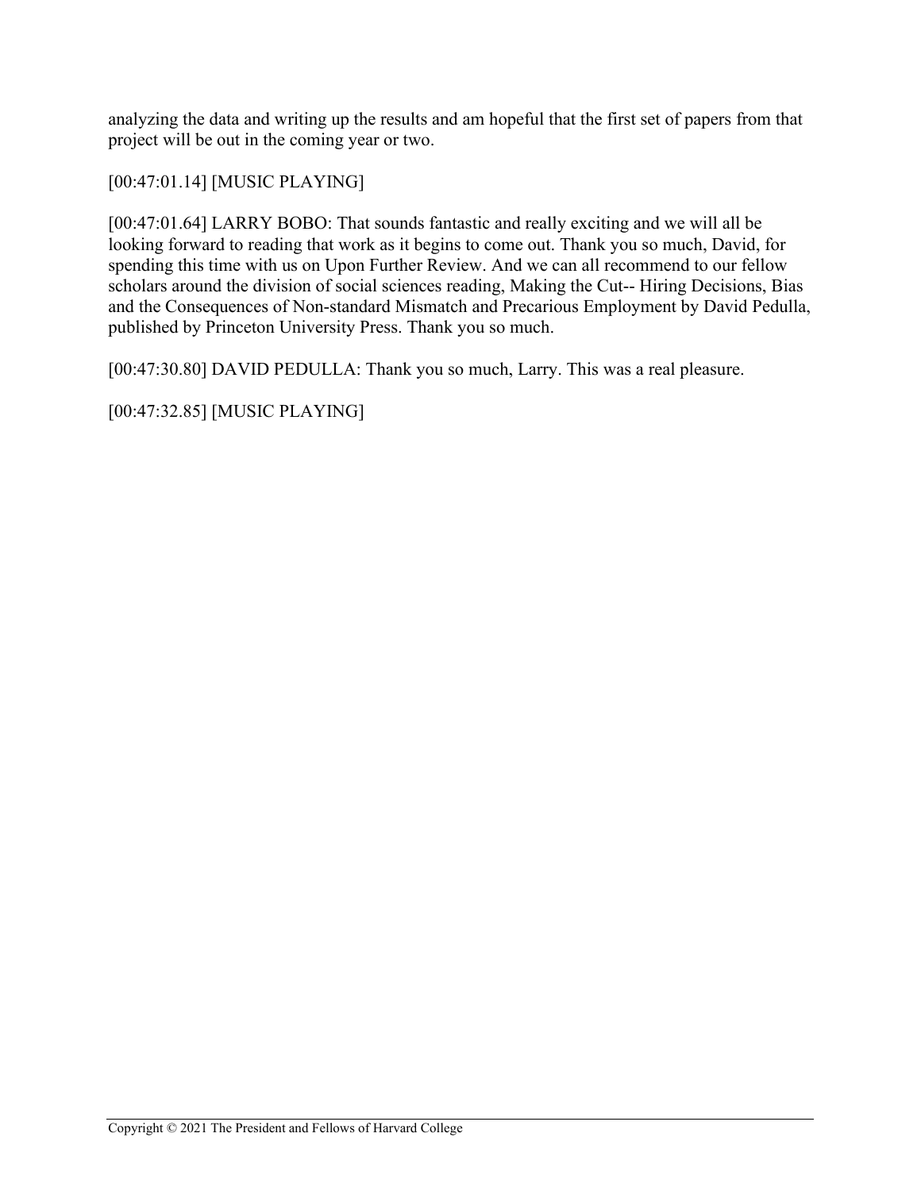analyzing the data and writing up the results and am hopeful that the first set of papers from that project will be out in the coming year or two.

[00:47:01.14] [MUSIC PLAYING]

[00:47:01.64] LARRY BOBO: That sounds fantastic and really exciting and we will all be looking forward to reading that work as it begins to come out. Thank you so much, David, for spending this time with us on Upon Further Review. And we can all recommend to our fellow scholars around the division of social sciences reading, Making the Cut-- Hiring Decisions, Bias and the Consequences of Non-standard Mismatch and Precarious Employment by David Pedulla, published by Princeton University Press. Thank you so much.

[00:47:30.80] DAVID PEDULLA: Thank you so much, Larry. This was a real pleasure.

[00:47:32.85] [MUSIC PLAYING]